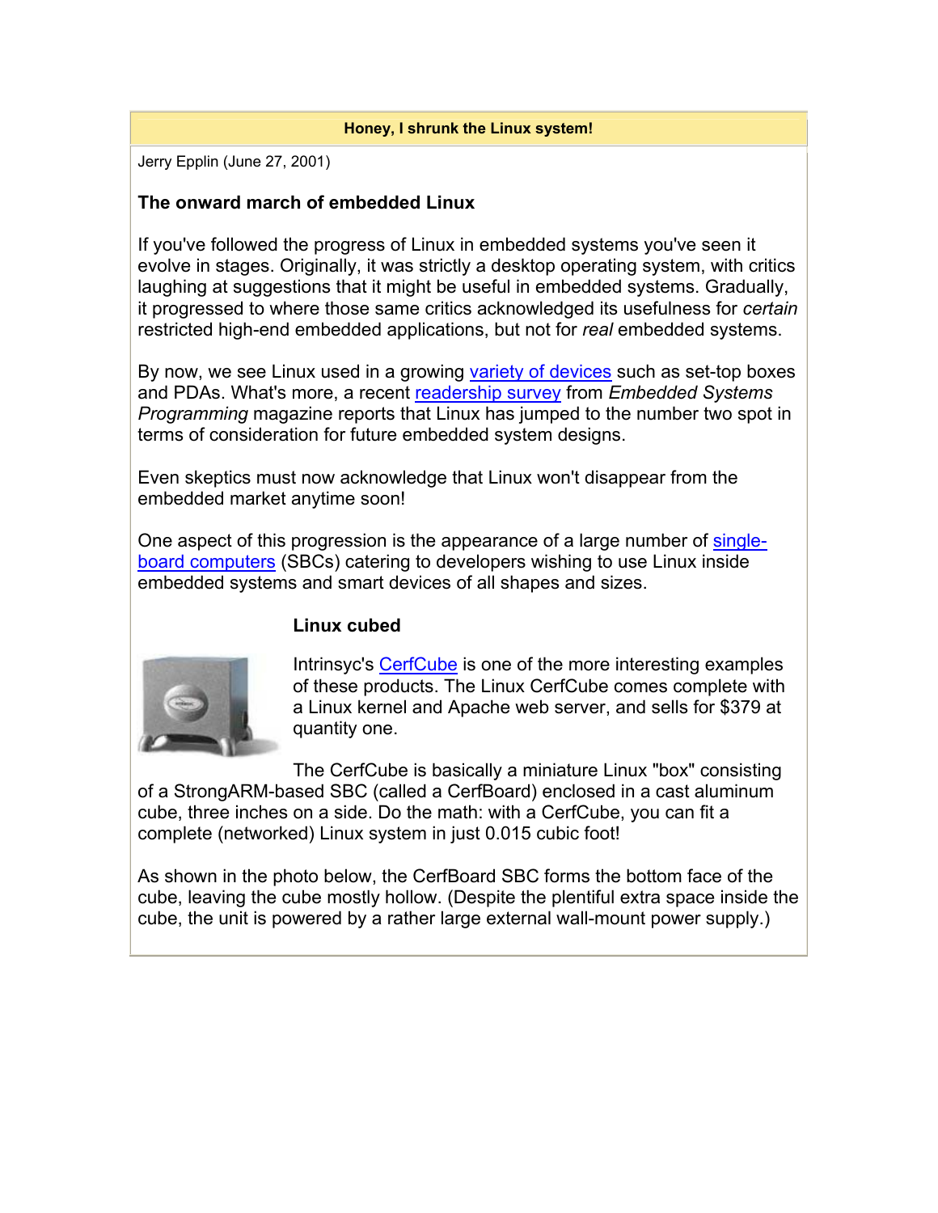# Honey, I shrunk the Linux system!

Jerry Epplin (June 27, 2001)

## The onward march of embedded Linux

If you've followed the progress of Linux in embedded systems you've seen it evolve in stages. Originally, it was strictly a desktop operating system, with critics laughing at suggestions that it might be useful in embedded systems. Gradually, it progressed to where those same critics acknowledged its usefulness for *certain* restricted high-end embedded applications, but not for *real* embedded systems.

By now, we see Linux used in a growing variety of devices such as set-top boxes and PDAs. What's more, a recent readership survey from *Embedded Systems Programming* magazine reports that Linux has jumped to the number two spot in terms of consideration for future embedded system designs.

Even skeptics must now acknowledge that Linux won't disappear from the embedded market anytime soon!

One aspect of this progression is the appearance of a large number of single-board computers (SBCs) catering to developers wishing to use Linux inside embedded systems and smart devices of all shapes and sizes.

## Linux cubed

Intrinsyc's CerfCube is one of the more interesting examples of these products. The Linux CerfCube comes complete with a Linux kernel and Apache web server, and sells for $379 at quantity one.

The CerfCube is basically a miniature Linux "box" consisting of a StrongARM-based SBC (called a CerfBoard) enclosed in a cast aluminum cube, three inches on a side. Do the math: with a CerfCube, you can fit a complete (networked) Linux system in just 0.015 cubic foot!

As shown in the photo below, the CerfBoard SBC forms the bottom face of the cube, leaving the cube mostly hollow. (Despite the plentiful extra space inside the cube, the unit is powered by a rather large external wall-mount power supply.)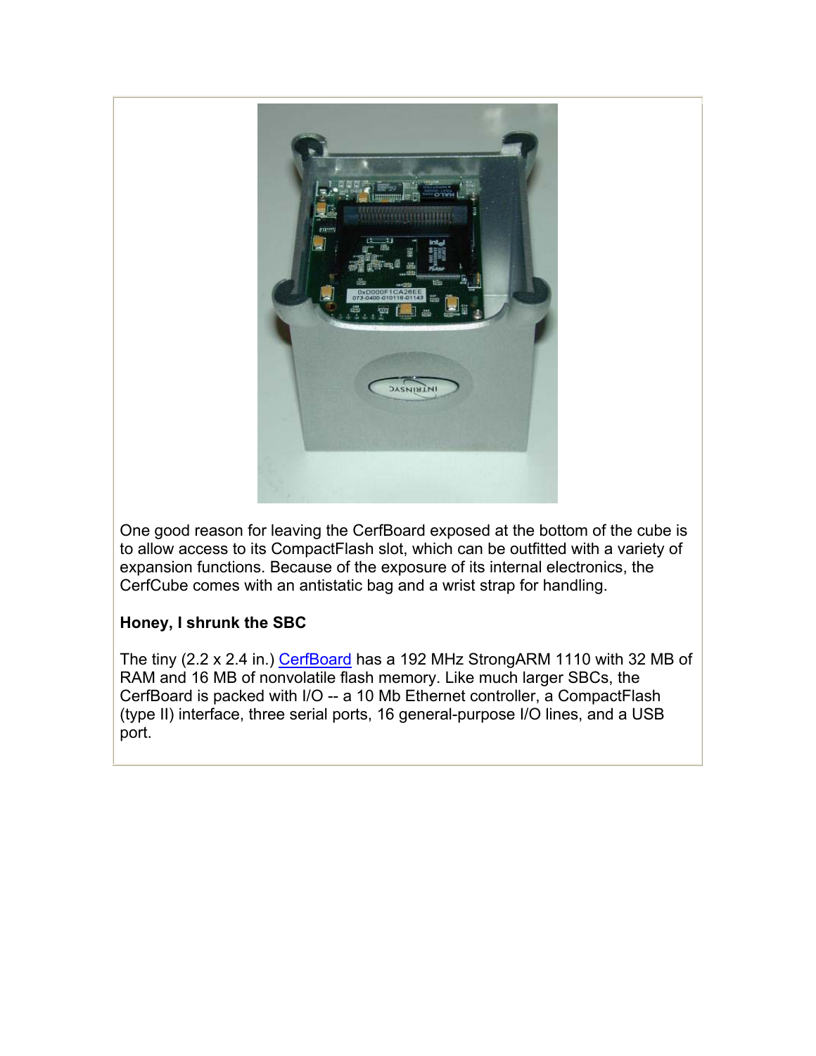One good reason for leaving the CerfBoard exposed at the bottom of the cube is to allow access to its CompactFlash slot, which can be outfitted with a variety of expansion functions. Because of the exposure of its internal electronics, the CerfCube comes with an antistatic bag and a wrist strap for handling.

**Honey, I shrunk the SBC**

The tiny (2.2 x 2.4 in.) CerfBoard has a 192 MHz StrongARM 1110 with 32 MB of RAM and 16 MB of nonvolatile flash memory. Like much larger SBCs, the CerfBoard is packed with I/O -- a 10 Mb Ethernet controller, a CompactFlash (type II) interface, three serial ports, 16 general-purpose I/O lines, and a USB port.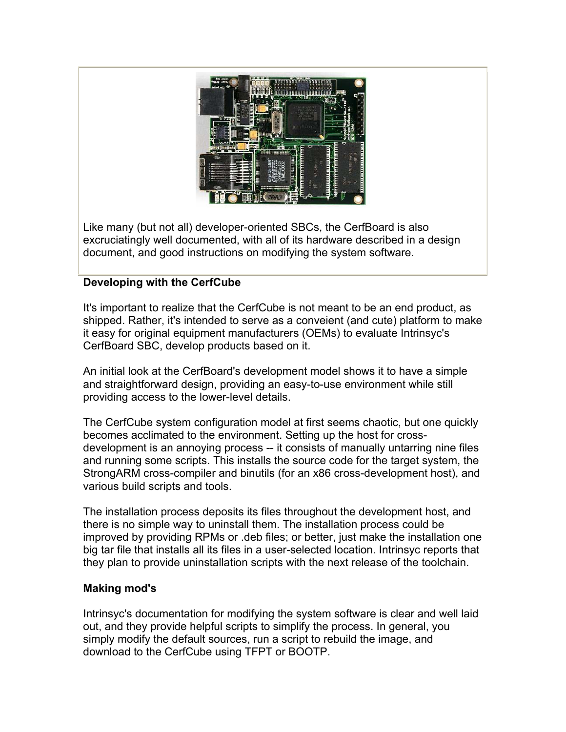Like many (but not all) developer-oriented SBCs, the CerfBoard is also excruciatingly well documented, with all of its hardware described in a design document, and good instructions on modifying the system software.

**Developing with the CerfCube**

It's important to realize that the CerfCube is not meant to be an end product, as shipped. Rather, it's intended to serve as a conveient (and cute) platform to make it easy for original equipment manufacturers (OEMs) to evaluate Intrinsyc's CerfBoard SBC, develop products based on it.

An initial look at the CerfBoard's development model shows it to have a simple and straightforward design, providing an easy-to-use environment while still providing access to the lower-level details.

The CerfCube system configuration model at first seems chaotic, but one quickly becomes acclimated to the environment. Setting up the host for cross-development is an annoying process -- it consists of manually untarring nine files and running some scripts. This installs the source code for the target system, the StrongARM cross-compiler and binutils (for an x86 cross-development host), and various build scripts and tools.

The installation process deposits its files throughout the development host, and there is no simple way to uninstall them. The installation process could be improved by providing RPMs or .deb files; or better, just make the installation one big tar file that installs all its files in a user-selected location. Intrinsyc reports that they plan to provide uninstallation scripts with the next release of the toolchain.

**Making mod's**

Intrinsyc's documentation for modifying the system software is clear and well laid out, and they provide helpful scripts to simplify the process. In general, you simply modify the default sources, run a script to rebuild the image, and download to the CerfCube using TFPT or BOOTP.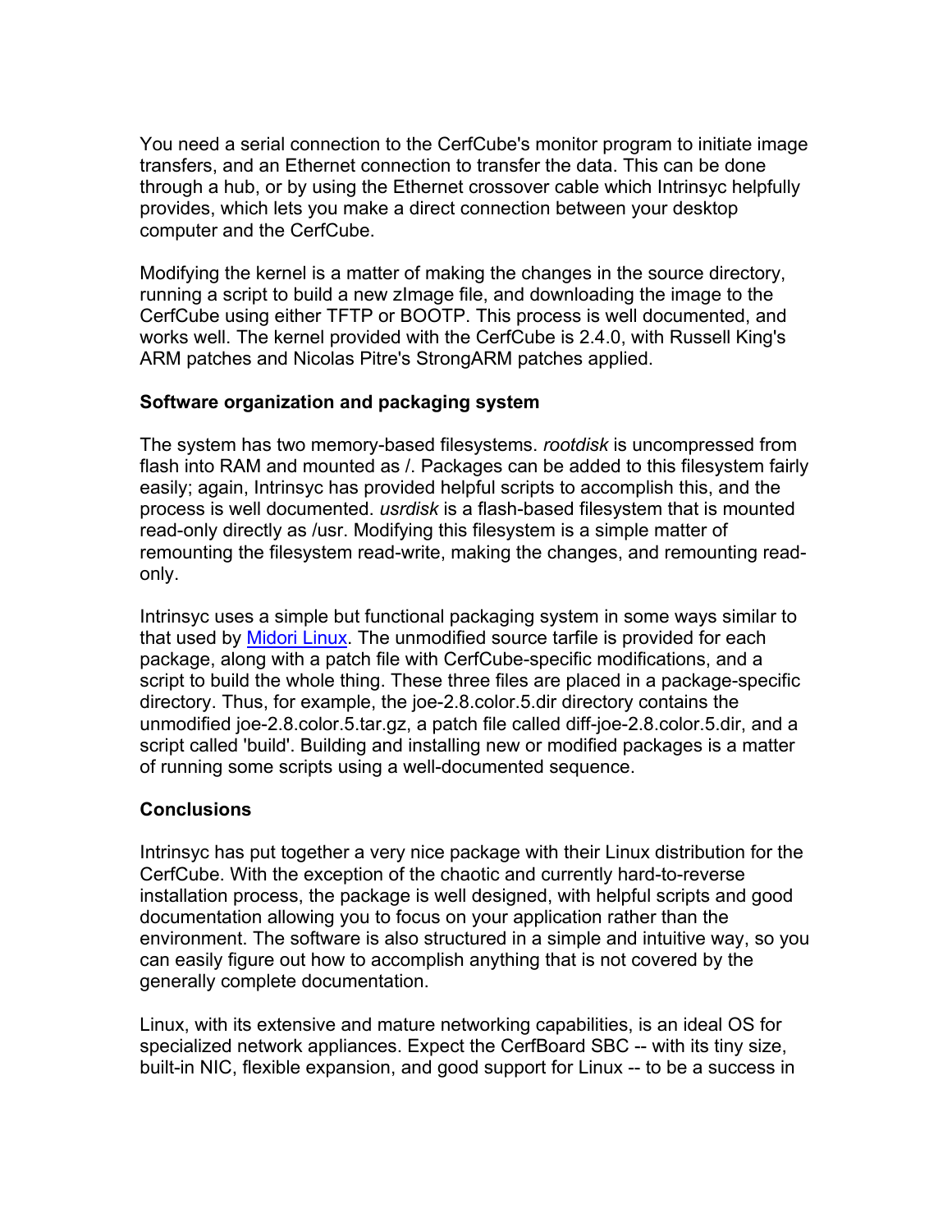You need a serial connection to the CerfCube's monitor program to initiate image transfers, and an Ethernet connection to transfer the data. This can be done through a hub, or by using the Ethernet crossover cable which Intrinsyc helpfully provides, which lets you make a direct connection between your desktop computer and the CerfCube.

Modifying the kernel is a matter of making the changes in the source directory, running a script to build a new zImage file, and downloading the image to the CerfCube using either TFTP or BOOTP. This process is well documented, and works well. The kernel provided with the CerfCube is 2.4.0, with Russell King's ARM patches and Nicolas Pitre's StrongARM patches applied.

**Software organization and packaging system**

The system has two memory-based filesystems. *rootdisk* is uncompressed from flash into RAM and mounted as /. Packages can be added to this filesystem fairly easily; again, Intrinsyc has provided helpful scripts to accomplish this, and the process is well documented. *usrdisk* is a flash-based filesystem that is mounted read-only directly as /usr. Modifying this filesystem is a simple matter of remounting the filesystem read-write, making the changes, and remounting read-only.

Intrinsyc uses a simple but functional packaging system in some ways similar to that used by Midori Linux. The unmodified source tarfile is provided for each package, along with a patch file with CerfCube-specific modifications, and a script to build the whole thing. These three files are placed in a package-specific directory. Thus, for example, the joe-2.8.color.5.dir directory contains the unmodified joe-2.8.color.5.tar.gz, a patch file called diff-joe-2.8.color.5.dir, and a script called 'build'. Building and installing new or modified packages is a matter of running some scripts using a well-documented sequence.

**Conclusions**

Intrinsyc has put together a very nice package with their Linux distribution for the CerfCube. With the exception of the chaotic and currently hard-to-reverse installation process, the package is well designed, with helpful scripts and good documentation allowing you to focus on your application rather than the environment. The software is also structured in a simple and intuitive way, so you can easily figure out how to accomplish anything that is not covered by the generally complete documentation.

Linux, with its extensive and mature networking capabilities, is an ideal OS for specialized network appliances. Expect the CerfBoard SBC -- with its tiny size, built-in NIC, flexible expansion, and good support for Linux -- to be a success in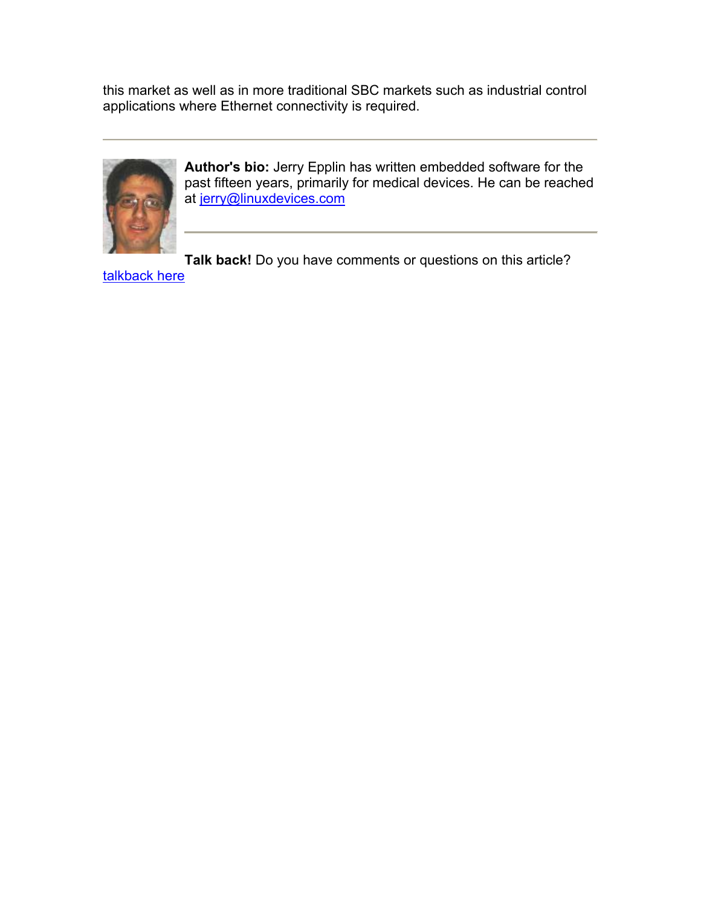this market as well as in more traditional SBC markets such as industrial control applications where Ethernet connectivity is required.

---

**Author's bio:** Jerry Epplin has written embedded software for the past fifteen years, primarily for medical devices. He can be reached at jerry@linuxdevices.com

---

**Talk back!** Do you have comments or questions on this article? talkback here